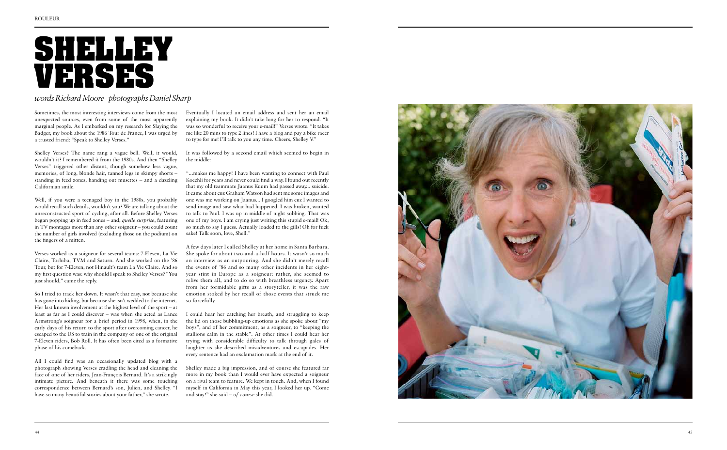# SHELLEY VERSES

*words Richard Moore photographs Daniel Sharp*

Sometimes, the most interesting interviews come from the most unexpected sources, even from some of the most apparently marginal people. As I embarked on my research for Slaying the Badger, my book about the 1986 Tour de France, I was urged by a trusted friend: "Speak to Shelley Verses."

Shelley Verses? The name rang a vague bell. Well, it would, wouldn't it? I remembered it from the 1980s. And then "Shelley Verses" triggered other distant, though somehow less vague, memories, of long, blonde hair, tanned legs in skimpy shorts – standing in feed zones, handing out musettes – and a dazzling Californian smile.

Well, if you were a teenaged boy in the 1980s, you probably would recall such details, wouldn't you? We are talking about the unreconstructed sport of cycling, after all. Before Shelley Verses began popping up in feed zones – and, *quelle surprise*, featuring in TV montages more than any other soigneur – you could count the number of girls involved (excluding those on the podium) on the fingers of a mitten.

Verses worked as a soigneur for several teams: 7-Eleven, La Vie Claire, Toshiba, TVM and Saturn. And she worked on the '86 Tour, but for 7-Eleven, not Hinault's team La Vie Claire. And so my first question was: why should I speak to Shelley Verses? "You just should," came the reply.

So I tried to track her down. It wasn't that easy, not because she has gone into hiding, but because she isn't wedded to the internet. Her last known involvement at the highest level of the sport – at least as far as I could discover – was when she acted as Lance Armstrong's soigneur for a brief period in 1998, when, in the early days of his return to the sport after overcoming cancer, he escaped to the US to train in the company of one of the original 7-Eleven riders, Bob Roll. It has often been cited as a formative phase of his comeback.

All I could find was an occasionally updated blog with a photograph showing Verses cradling the head and cleaning the face of one of her riders, Jean-François Bernard. It's a strikingly intimate picture. And beneath it there was some touching correspondence between Bernard's son, Julien, and Shelley. "I have so many beautiful stories about your father," she wrote.

Eventually I located an email address and sent her an email explaining my book. It didn't take long for her to respond. "It was so wonderful to receive your e-mail!" Verses wrote. "It takes me like 20 mins to type 2 lines! I have a blog and pay a bike racer to type for me! I'll talk to you any time. Cheers, Shelley V."

It was followed by a second email which seemed to begin in the middle:

"...makes me happy! I have been wanting to connect with Paul Koechli for years and never could find a way. I found out recently that my old teammate Jaanus Kuum had passed away... suicide. It came about cuz Graham Watson had sent me some images and one was me working on Jaanus... I googled him cuz I wanted to send image and saw what had happened. I was broken, wanted to talk to Paul. I was up in middle of night sobbing. That was one of my boys. I am crying just writing this stupid e-mail! Ok, so much to say I guess. Actually loaded to the gills! Oh for fuck sake! Talk soon, love, Shell."

A few days later I called Shelley at her home in Santa Barbara. She spoke for about two-and-a-half hours. It wasn't so much an interview as an outpouring. And she didn't merely recall the events of '86 and so many other incidents in her eight-year stint in Europe as a soigneur: rather, she seemed to relive them all, and to do so with breathless urgency. Apart from her formidable gifts as a storyteller, it was the raw emotion stoked by her recall of those events that struck me so forcefully.

I could hear her catching her breath, and struggling to keep the lid on those bubbling-up emotions as she spoke about "my boys", and of her commitment, as a soigneur, to "keeping the stallions calm in the stable". At other times I could hear her trying with considerable difficulty to talk through gales of laughter as she described misadventures and escapades. Her every sentence had an exclamation mark at the end of it.

Shelley made a big impression, and of course she featured far more in my book than I would ever have expected a soigneur on a rival team to feature. We kept in touch. And, when I found myself in California in May this year, I looked her up. "Come and stay!" she said – *of course* she did.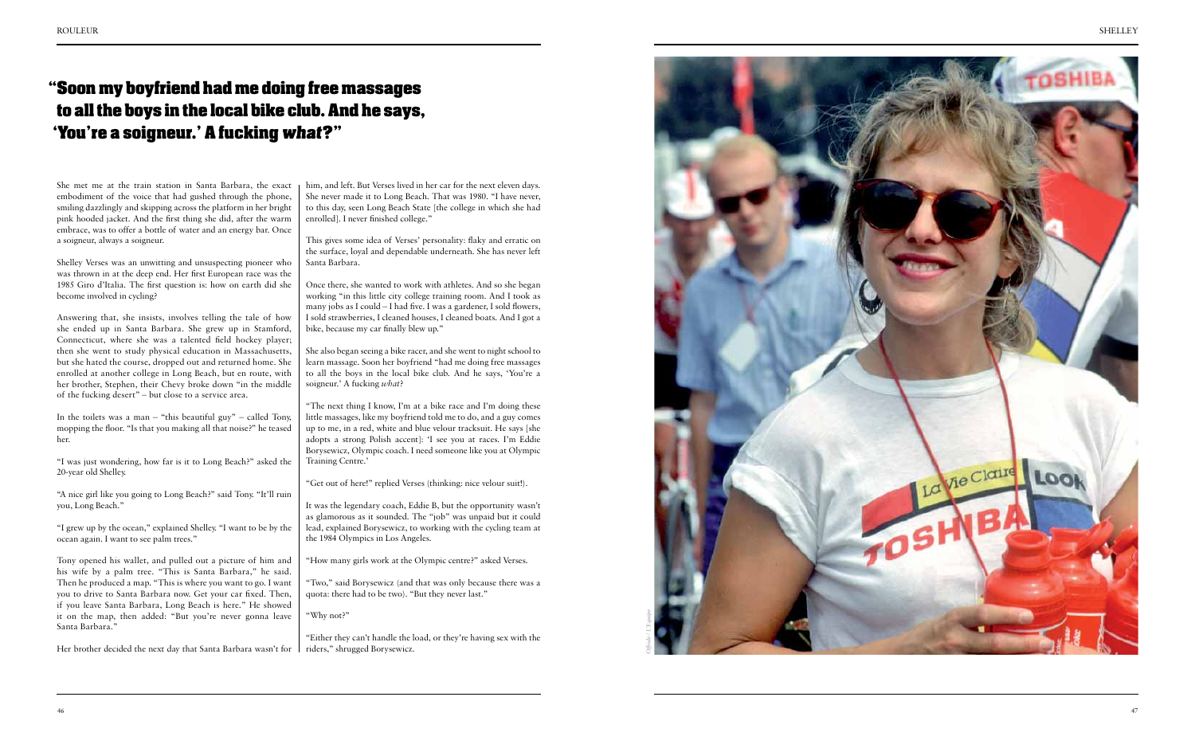## "Soon my boyfriend had me doing free massages to all the boys in the local bike club. And he says, 'You're a soigneur.' A fucking *what*?"

She met me at the train station in Santa Barbara, the exact embodiment of the voice that had gushed through the phone, smiling dazzlingly and skipping across the platform in her bright pink hooded jacket. And the first thing she did, after the warm embrace, was to offer a bottle of water and an energy bar. Once a soigneur, always a soigneur.

Shelley Verses was an unwitting and unsuspecting pioneer who was thrown in at the deep end. Her first European race was the 1985 Giro d'Italia. The first question is: how on earth did she become involved in cycling?

Answering that, she insists, involves telling the tale of how she ended up in Santa Barbara. She grew up in Stamford, Connecticut, where she was a talented field hockey player; then she went to study physical education in Massachusetts, but she hated the course, dropped out and returned home. She enrolled at another college in Long Beach, but en route, with her brother, Stephen, their Chevy broke down "in the middle of the fucking desert" – but close to a service area.

In the toilets was a man – "this beautiful guy" – called Tony, mopping the floor. "Is that you making all that noise?" he teased her.

"I was just wondering, how far is it to Long Beach?" asked the 20-year old Shelley.

"A nice girl like you going to Long Beach?" said Tony. "It'll ruin you, Long Beach."

"I grew up by the ocean," explained Shelley. "I want to be by the ocean again. I want to see palm trees."

Tony opened his wallet, and pulled out a picture of him and his wife by a palm tree. "This is Santa Barbara," he said. Then he produced a map. "This is where you want to go. I want you to drive to Santa Barbara now. Get your car fixed. Then, if you leave Santa Barbara, Long Beach is here." He showed it on the map, then added: "But you're never gonna leave Santa Barbara."

Her brother decided the next day that Santa Barbara wasn't for him, and left. But Verses lived in her car for the next eleven days. She never made it to Long Beach. That was 1980. "I have never, to this day, seen Long Beach State [the college in which she had enrolled]. I never finished college."

This gives some idea of Verses' personality: flaky and erratic on the surface, loyal and dependable underneath. She has never left Santa Barbara.

Once there, she wanted to work with athletes. And so she began working "in this little city college training room. And I took as many jobs as I could – I had five. I was a gardener, I sold flowers, I sold strawberries, I cleaned houses, I cleaned boats. And I got a bike, because my car finally blew up."

She also began seeing a bike racer, and she went to night school to learn massage. Soon her boyfriend "had me doing free massages to all the boys in the local bike club. And he says, 'You're a soigneur.' A fucking *what*?

"The next thing I know, I'm at a bike race and I'm doing these little massages, like my boyfriend told me to do, and a guy comes up to me, in a red, white and blue velour tracksuit. He says [she adopts a strong Polish accent]: 'I see you at races. I'm Eddie Borysewicz, Olympic coach. I need someone like you at Olympic Training Centre.'

"Get out of here!" replied Verses (thinking: nice velour suit!).

It was the legendary coach, Eddie B, but the opportunity wasn't as glamorous as it sounded. The "job" was unpaid but it could lead, explained Borysewicz, to working with the cycling team at the 1984 Olympics in Los Angeles.

"How many girls work at the Olympic centre?" asked Verses.

"Two," said Borysewicz (and that was only because there was a quota: there had to be two). "But they never last."

"Why not?"

"Either they can't handle the load, or they're having sex with the riders," shrugged Borysewicz.

Offside / L'Equipe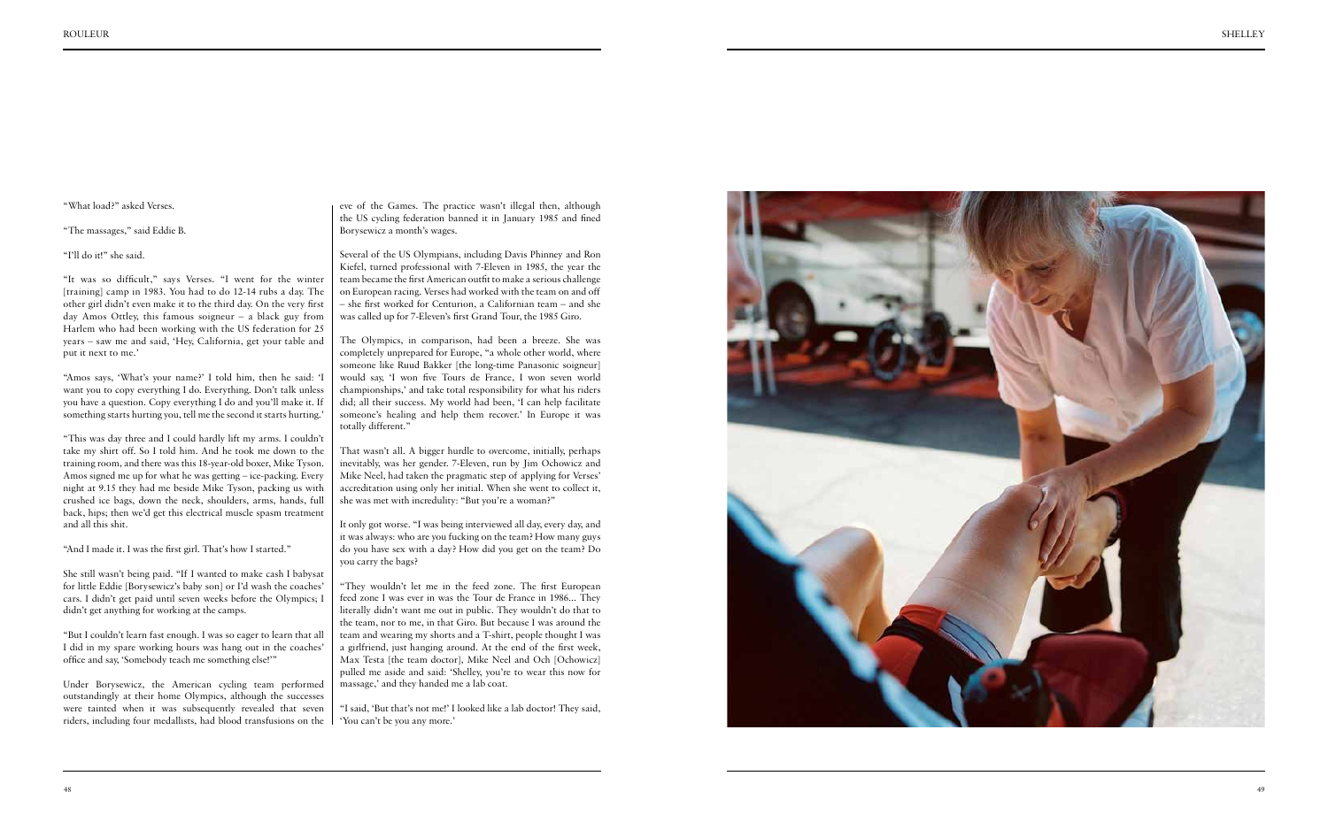"What load?" asked Verses.

"The massages," said Eddie B.

"I'll do it!" she said.

"It was so difficult," says Verses. "I went for the winter [training] camp in 1983. You had to do 12-14 rubs a day. The other girl didn't even make it to the third day. On the very first day Amos Ottley, this famous soigneur – a black guy from Harlem who had been working with the US federation for 25 years – saw me and said, 'Hey, California, get your table and put it next to me.'

"Amos says, 'What's your name?' I told him, then he said: 'I want you to copy everything I do. Everything. Don't talk unless you have a question. Copy everything I do and you'll make it. If something starts hurting you, tell me the second it starts hurting.'

"This was day three and I could hardly lift my arms. I couldn't take my shirt off. So I told him. And he took me down to the training room, and there was this 18-year-old boxer, Mike Tyson. Amos signed me up for what he was getting – ice-packing. Every night at 9.15 they had me beside Mike Tyson, packing us with crushed ice bags, down the neck, shoulders, arms, hands, full back, hips; then we'd get this electrical muscle spasm treatment and all this shit.

"And I made it. I was the first girl. That's how I started."

She still wasn't being paid. "If I wanted to make cash I babysat for little Eddie [Borysewicz's baby son] or I'd wash the coaches' cars. I didn't get paid until seven weeks before the Olympics; I didn't get anything for working at the camps.

"But I couldn't learn fast enough. I was so eager to learn that all I did in my spare working hours was hang out in the coaches' office and say, 'Somebody teach me something else!'"

Under Borysewicz, the American cycling team performed outstandingly at their home Olympics, although the successes were tainted when it was subsequently revealed that seven riders, including four medallists, had blood transfusions on the eve of the Games. The practice wasn't illegal then, although the US cycling federation banned it in January 1985 and fined Borysewicz a month's wages.

Several of the US Olympians, including Davis Phinney and Ron Kiefel, turned professional with 7-Eleven in 1985, the year the team became the first American outfit to make a serious challenge on European racing. Verses had worked with the team on and off – she first worked for Centurion, a Californian team – and she was called up for 7-Eleven's first Grand Tour, the 1985 Giro.

The Olympics, in comparison, had been a breeze. She was completely unprepared for Europe, "a whole other world, where someone like Ruud Bakker [the long-time Panasonic soigneur] would say, 'I won five Tours de France, I won seven world championships,' and take total responsibility for what his riders did; all their success. My world had been, 'I can help facilitate someone's healing and help them recover.' In Europe it was totally different."

That wasn't all. A bigger hurdle to overcome, initially, perhaps inevitably, was her gender. 7-Eleven, run by Jim Ochowicz and Mike Neel, had taken the pragmatic step of applying for Verses' accreditation using only her initial. When she went to collect it, she was met with incredulity: "But you're a woman?"

It only got worse. "I was being interviewed all day, every day, and it was always: who are you fucking on the team? How many guys do you have sex with a day? How did you get on the team? Do you carry the bags?

"They wouldn't let me in the feed zone. The first European feed zone I was ever in was the Tour de France in 1986... They literally didn't want me out in public. They wouldn't do that to the team, nor to me, in that Giro. But because I was around the team and wearing my shorts and a T-shirt, people thought I was a girlfriend, just hanging around. At the end of the first week, Max Testa [the team doctor], Mike Neel and Och [Ochowicz] pulled me aside and said: 'Shelley, you're to wear this now for massage,' and they handed me a lab coat.

"I said, 'But that's not me!' I looked like a lab doctor! They said, 'You can't be you any more.'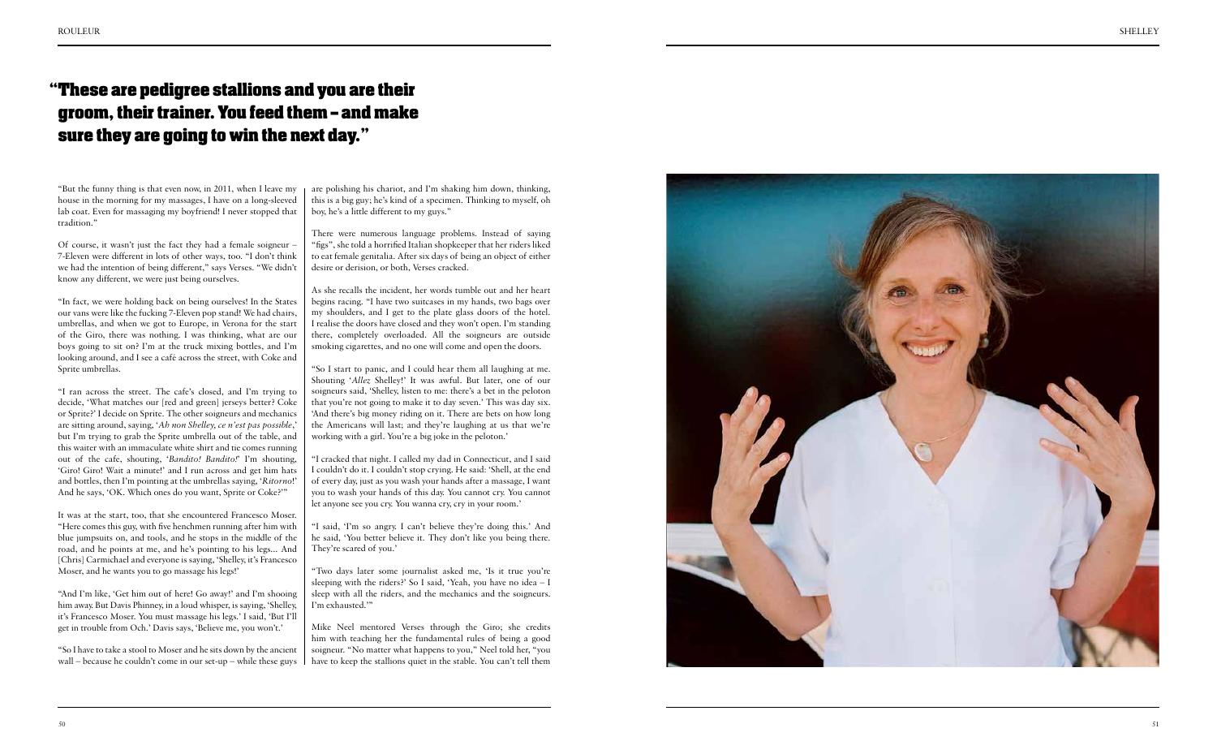## "These are pedigree stallions and you are their groom, their trainer. You feed them – and make sure they are going to win the next day."

"But the funny thing is that even now, in 2011, when I leave my house in the morning for my massages, I have on a long-sleeved lab coat. Even for massaging my boyfriend! I never stopped that tradition."

Of course, it wasn't just the fact they had a female soigneur – 7-Eleven were different in lots of other ways, too. "I don't think we had the intention of being different," says Verses. "We didn't know any different, we were just being ourselves.

"In fact, we were holding back on being ourselves! In the States our vans were like the fucking 7-Eleven pop stand! We had chairs, umbrellas, and when we got to Europe, in Verona for the start of the Giro, there was nothing. I was thinking, what are our boys going to sit on? I'm at the truck mixing bottles, and I'm looking around, and I see a café across the street, with Coke and Sprite umbrellas.

"I ran across the street. The cafe's closed, and I'm trying to decide, 'What matches our [red and green] jerseys better? Coke or Sprite?' I decide on Sprite. The other soigneurs and mechanics are sitting around, saying, '*Ah non Shelley, ce n'est pas possible*,' but I'm trying to grab the Sprite umbrella out of the table, and this waiter with an immaculate white shirt and tie comes running out of the cafe, shouting, '*Bandito! Bandito!*' I'm shouting, 'Giro! Giro! Wait a minute!' and I run across and get him hats and bottles, then I'm pointing at the umbrellas saying, '*Ritorno!*' And he says, 'OK. Which ones do you want, Sprite or Coke?'"

It was at the start, too, that she encountered Francesco Moser. "Here comes this guy, with five henchmen running after him with blue jumpsuits on, and tools, and he stops in the middle of the road, and he points at me, and he's pointing to his legs... And [Chris] Carmichael and everyone is saying, 'Shelley, it's Francesco Moser, and he wants you to go massage his legs!'

"And I'm like, 'Get him out of here! Go away!' and I'm shooing him away. But Davis Phinney, in a loud whisper, is saying, 'Shelley, it's Francesco Moser. You must massage his legs.' I said, 'But I'll get in trouble from Och.' Davis says, 'Believe me, you won't.'

"So I have to take a stool to Moser and he sits down by the ancient wall – because he couldn't come in our set-up – while these guys are polishing his chariot, and I'm shaking him down, thinking, this is a big guy; he's kind of a specimen. Thinking to myself, oh boy, he's a little different to my guys."

There were numerous language problems. Instead of saying "figs", she told a horrified Italian shopkeeper that her riders liked to eat female genitalia. After six days of being an object of either desire or derision, or both, Verses cracked.

As she recalls the incident, her words tumble out and her heart begins racing. "I have two suitcases in my hands, two bags over my shoulders, and I get to the plate glass doors of the hotel. I realise the doors have closed and they won't open. I'm standing there, completely overloaded. All the soigneurs are outside smoking cigarettes, and no one will come and open the doors.

"So I start to panic, and I could hear them all laughing at me. Shouting '*Allez* Shelley!' It was awful. But later, one of our soigneurs said, 'Shelley, listen to me: there's a bet in the peloton that you're not going to make it to day seven.' This was day six. 'And there's big money riding on it. There are bets on how long the Americans will last; and they're laughing at us that we're working with a girl. You're a big joke in the peloton.'

"I cracked that night. I called my dad in Connecticut, and I said I couldn't do it. I couldn't stop crying. He said: 'Shell, at the end of every day, just as you wash your hands after a massage, I want you to wash your hands of this day. You cannot cry. You cannot let anyone see you cry. You wanna cry, cry in your room.'

"I said, 'I'm so angry. I can't believe they're doing this.' And he said, 'You better believe it. They don't like you being there. They're scared of you.'

"Two days later some journalist asked me, 'Is it true you're sleeping with the riders?' So I said, 'Yeah, you have no idea – I sleep with all the riders, and the mechanics and the soigneurs. I'm exhausted.'"

Mike Neel mentored Verses through the Giro; she credits him with teaching her the fundamental rules of being a good soigneur. "No matter what happens to you," Neel told her, "you have to keep the stallions quiet in the stable. You can't tell them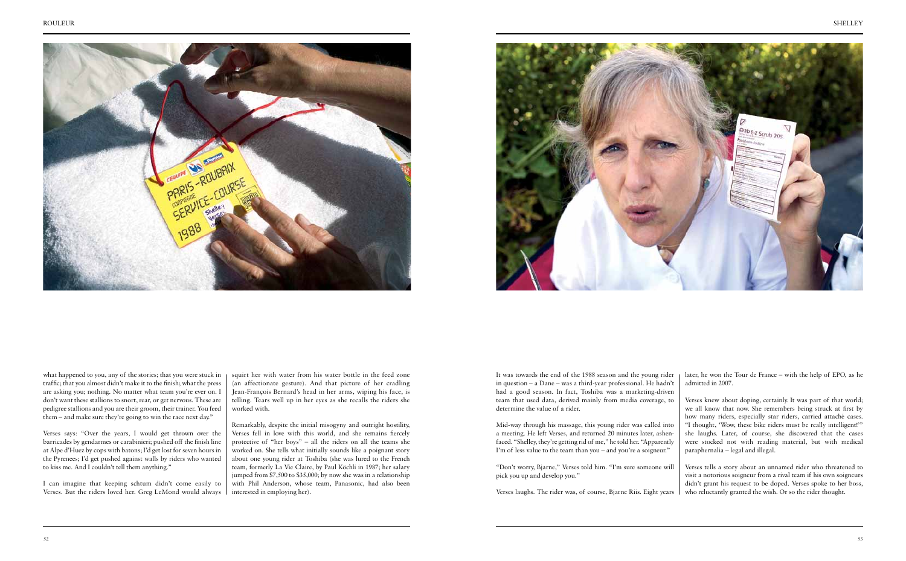what happened to you, any of the stories; that you were stuck in traffic; that you almost didn't make it to the finish; what the press are asking you; nothing. No matter what team you're ever on. I don't want these stallions to snort, rear, or get nervous. These are pedigree stallions and you are their groom, their trainer. You feed them – and make sure they're going to win the race next day."

Verses says: "Over the years, I would get thrown over the barricades by gendarmes or carabinieri; pushed off the finish line at Alpe d'Huez by cops with batons; I'd get lost for seven hours in the Pyrenees; I'd get pushed against walls by riders who wanted to kiss me. And I couldn't tell them anything."

I can imagine that keeping schtum didn't come easily to Verses. But the riders loved her. Greg LeMond would always squirt her with water from his water bottle in the feed zone (an affectionate gesture). And that picture of her cradling Jean-François Bernard's head in her arms, wiping his face, is telling. Tears well up in her eyes as she recalls the riders she worked with.

Remarkably, despite the initial misogyny and outright hostility, Verses fell in love with this world, and she remains fiercely protective of "her boys" – all the riders on all the teams she worked on. She tells what initially sounds like a poignant story about one young rider at Toshiba (she was lured to the French team, formerly La Vie Claire, by Paul Köchli in 1987; her salary jumped from $7,500 to $35,000; by now she was in a relationship with Phil Anderson, whose team, Panasonic, had also been interested in employing her).

It was towards the end of the 1988 season and the young rider in question – a Dane – was a third-year professional. He hadn't had a good season. In fact, Toshiba was a marketing-driven team that used data, derived mainly from media coverage, to determine the value of a rider.

Mid-way through his massage, this young rider was called into a meeting. He left Verses, and returned 20 minutes later, ashen-faced. "Shelley, they're getting rid of me," he told her. "Apparently I'm of less value to the team than you – and you're a soigneur."

"Don't worry, Bjarne," Verses told him. "I'm sure someone will pick you up and develop you."

Verses laughs. The rider was, of course, Bjarne Riis. Eight years later, he won the Tour de France – with the help of EPO, as he admitted in 2007.

Verses knew about doping, certainly. It was part of that world; we all know that now. She remembers being struck at first by how many riders, especially star riders, carried attaché cases. "I thought, 'Wow, these bike riders must be really intelligent!'" she laughs. Later, of course, she discovered that the cases were stocked not with reading material, but with medical paraphernalia – legal and illegal.

Verses tells a story about an unnamed rider who threatened to visit a notorious soigneur from a rival team if his own soigneurs didn't grant his request to be doped. Verses spoke to her boss, who reluctantly granted the wish. Or so the rider thought.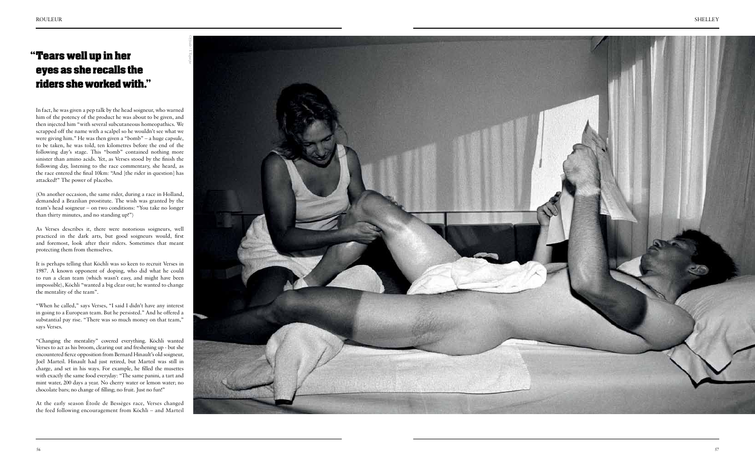> **"Tears well up in her eyes as she recalls the riders she worked with."**

In fact, he was given a pep talk by the head soigneur, who warned him of the potency of the product he was about to be given, and then injected him "with several subcutaneous homeopathics. We scrapped off the name with a scalpel so he wouldn't see what we were giving him." He was then given a "bomb" – a huge capsule, to be taken, he was told, ten kilometres before the end of the following day's stage. This "bomb" contained nothing more sinister than amino acids. Yet, as Verses stood by the finish the following day, listening to the race commentary, she heard, as the race entered the final 10km: "And [the rider in question] has attacked!" The power of placebo.

(On another occasion, the same rider, during a race in Holland, demanded a Brazilian prostitute. The wish was granted by the team's head soigneur – on two conditions: "You take no longer than thirty minutes, and no standing up!")

As Verses describes it, there were notorious soigneurs, well practiced in the dark arts, but good soigneurs would, first and foremost, look after their riders. Sometimes that meant protecting them from themselves.

It is perhaps telling that Köchli was so keen to recruit Verses in 1987. A known opponent of doping, who did what he could to run a clean team (which wasn't easy, and might have been impossible), Köchli "wanted a big clear out; he wanted to change the mentality of the team".

"When he called," says Verses, "I said I didn't have any interest in going to a European team. But he persisted." And he offered a substantial pay rise. "There was so much money on that team," says Verses.

"Changing the mentality" covered everything. Köchli wanted Verses to act as his broom, clearing out and freshening up - but she encountered fierce opposition from Bernard Hinault's old soigneur, Joël Marteil. Hinault had just retired, but Marteil was still in charge, and set in his ways. For example, he filled the musettes with exactly the same food everyday: "The same panini, a tart and mint water, 200 days a year. No cherry water or lemon water; no chocolate bars; no change of filling; no fruit. Just no fun!"

At the early season Étoile de Bessèges race, Verses changed the feed following encouragement from Köchli – and Marteil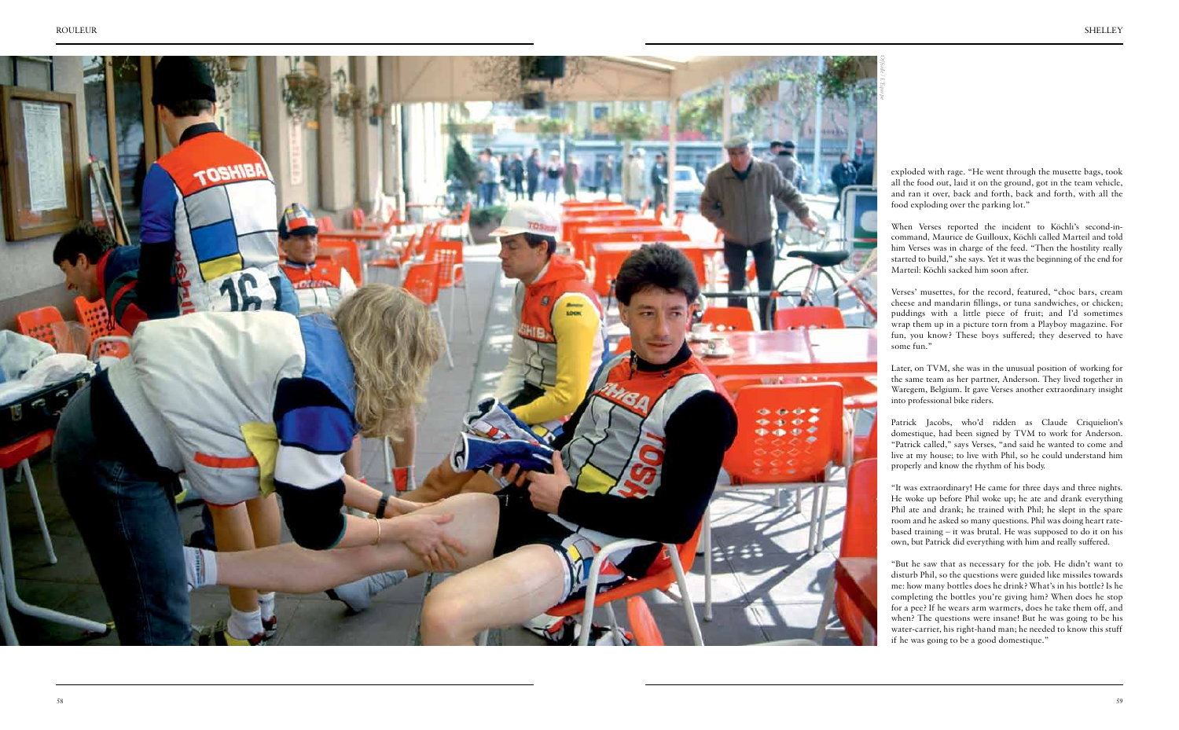exploded with rage. "He went through the musette bags, took all the food out, laid it on the ground, got in the team vehicle, and ran it over, back and forth, back and forth, with all the food exploding over the parking lot."

When Verses reported the incident to Köchli's second-in-command, Maurice de Guilloux, Köchli called Marteil and told him Verses was in charge of the feed. "Then the hostility really started to build," she says. Yet it was the beginning of the end for Marteil: Köchli sacked him soon after.

Verses' musettes, for the record, featured, "choc bars, cream cheese and mandarin fillings, or tuna sandwiches, or chicken; puddings with a little piece of fruit; and I'd sometimes wrap them up in a picture torn from a Playboy magazine. For fun, you know? These boys suffered; they deserved to have some fun."

Later, on TVM, she was in the unusual position of working for the same team as her partner, Anderson. They lived together in Waregem, Belgium. It gave Verses another extraordinary insight into professional bike riders.

Patrick Jacobs, who'd ridden as Claude Criquielion's domestique, had been signed by TVM to work for Anderson. "Patrick called," says Verses, "and said he wanted to come and live at my house; to live with Phil, so he could understand him properly and know the rhythm of his body.

"It was extraordinary! He came for three days and three nights. He woke up before Phil woke up; he ate and drank everything Phil ate and drank; he trained with Phil; he slept in the spare room and he asked so many questions. Phil was doing heart rate-based training – it was brutal. He was supposed to do it on his own, but Patrick did everything with him and really suffered.

"But he saw that as necessary for the job. He didn't want to disturb Phil, so the questions were guided like missiles towards me: how many bottles does he drink? What's in his bottle? Is he completing the bottles you're giving him? When does he stop for a pee? If he wears arm warmers, does he take them off, and when? The questions were insane! But he was going to be his water-carrier, his right-hand man; he needed to know this stuff if he was going to be a good domestique."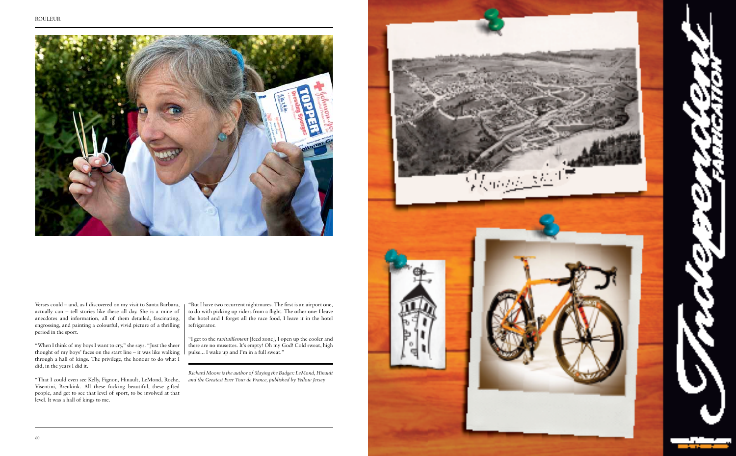Verses could – and, as I discovered on my visit to Santa Barbara, actually can – tell stories like these all day. She is a mine of anecdotes and information, all of them detailed, fascinating, engrossing, and painting a colourful, vivid picture of a thrilling period in the sport.

"When I think of my boys I want to cry," she says. "Just the sheer thought of my boys' faces on the start line – it was like walking through a hall of kings. The privilege, the honour to do what I did, in the years I did it.

"That I could even see Kelly, Fignon, Hinault, LeMond, Roche, Visentini, Breukink. All these fucking beautiful, these gifted people, and get to see that level of sport, to be involved at that level. It was a hall of kings to me.

"But I have two recurrent nightmares. The first is an airport one, to do with picking up riders from a flight. The other one: I leave the hotel and I forget all the race food, I leave it in the hotel refrigerator.

"I get to the *ravitaillement* [feed zone], I open up the cooler and there are no musettes. It's empty! Oh my God! Cold sweat, high pulse... I wake up and I'm in a full sweat."

*Richard Moore is the author of Slaying the Badger: LeMond, Hinault and the Greatest Ever Tour de France, published by Yellow Jersey*